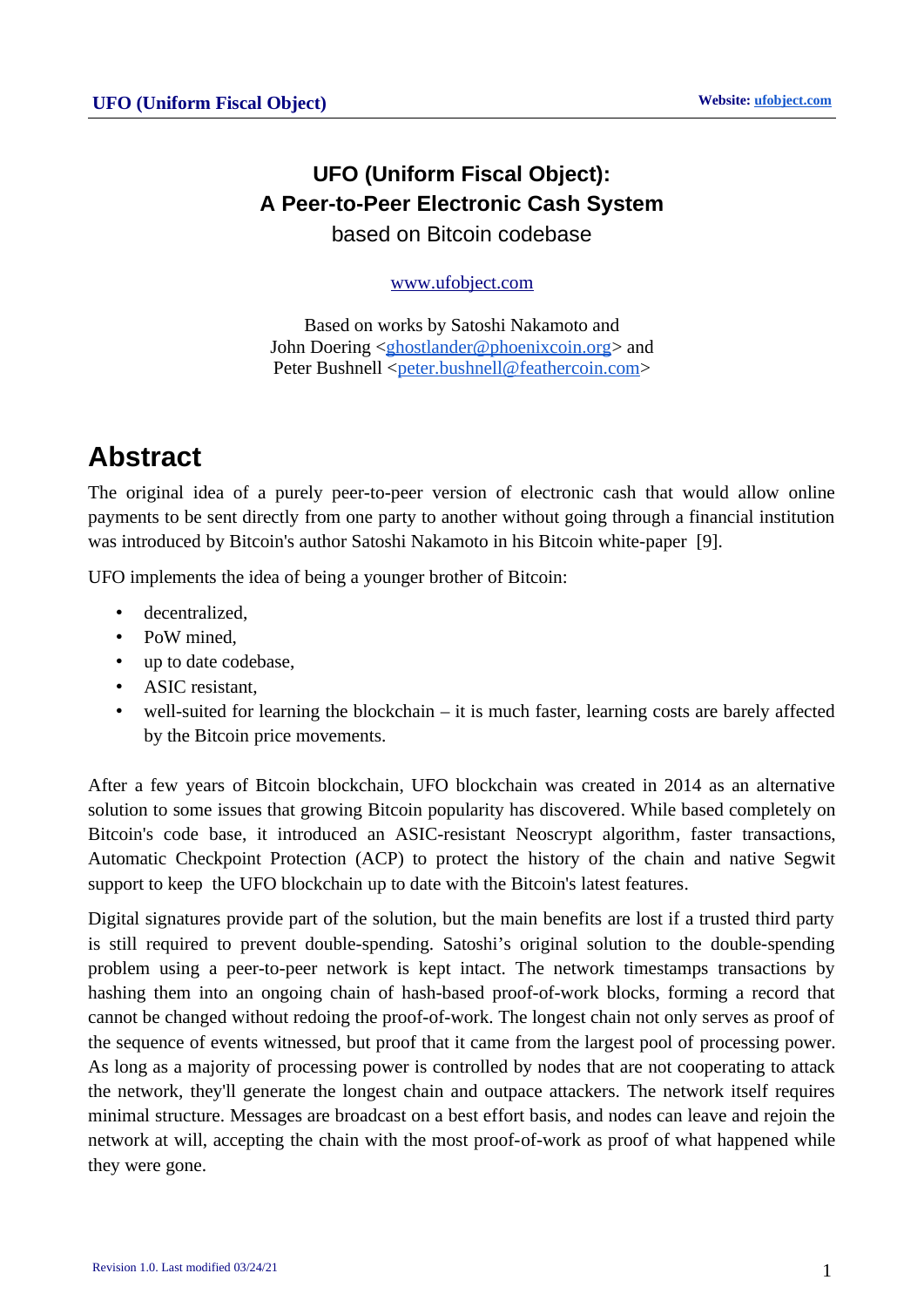# UFO (Uniform Fiscal Object): A Peer-to-Peer Electronic Cash System

based on Bitcoin codebase

www.ufobject.com

Based on works by Satoshi Nakamoto and
John Doering <ghostlander@phoenixcoin.org> and
Peter Bushnell <peter.bushnell@feathercoin.com>

## Abstract

The original idea of a purely peer-to-peer version of electronic cash that would allow online payments to be sent directly from one party to another without going through a financial institution was introduced by Bitcoin's author Satoshi Nakamoto in his Bitcoin white-paper [9].

UFO implements the idea of being a younger brother of Bitcoin:

- decentralized,
- PoW mined,
- up to date codebase,
- ASIC resistant,
- well-suited for learning the blockchain – it is much faster, learning costs are barely affected by the Bitcoin price movements.

After a few years of Bitcoin blockchain, UFO blockchain was created in 2014 as an alternative solution to some issues that growing Bitcoin popularity has discovered. While based completely on Bitcoin's code base, it introduced an ASIC-resistant Neoscrypt algorithm, faster transactions, Automatic Checkpoint Protection (ACP) to protect the history of the chain and native Segwit support to keep the UFO blockchain up to date with the Bitcoin's latest features.

Digital signatures provide part of the solution, but the main benefits are lost if a trusted third party is still required to prevent double-spending. Satoshi's original solution to the double-spending problem using a peer-to-peer network is kept intact. The network timestamps transactions by hashing them into an ongoing chain of hash-based proof-of-work blocks, forming a record that cannot be changed without redoing the proof-of-work. The longest chain not only serves as proof of the sequence of events witnessed, but proof that it came from the largest pool of processing power. As long as a majority of processing power is controlled by nodes that are not cooperating to attack the network, they'll generate the longest chain and outpace attackers. The network itself requires minimal structure. Messages are broadcast on a best effort basis, and nodes can leave and rejoin the network at will, accepting the chain with the most proof-of-work as proof of what happened while they were gone.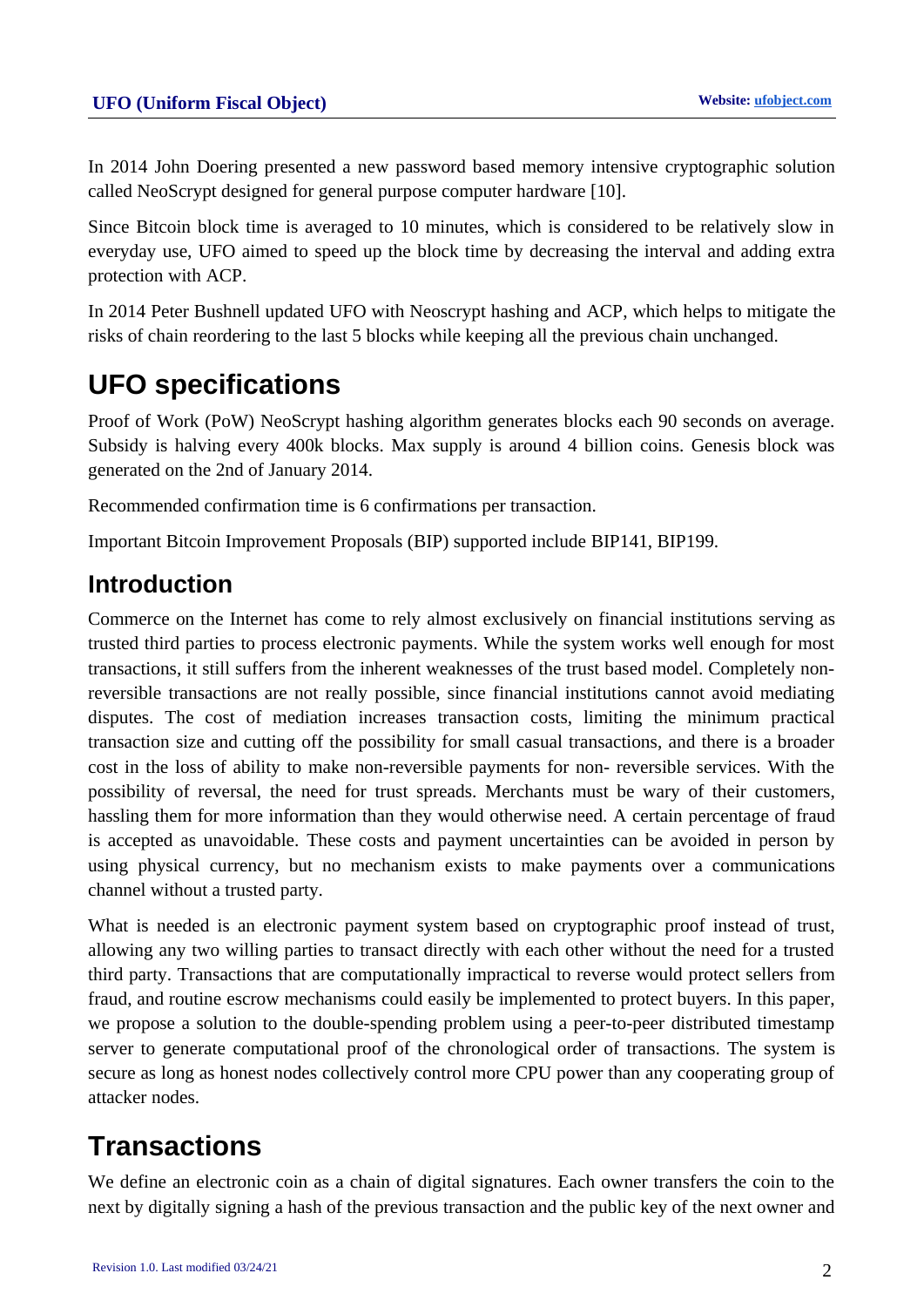In 2014 John Doering presented a new password based memory intensive cryptographic solution called NeoScrypt designed for general purpose computer hardware [10].

Since Bitcoin block time is averaged to 10 minutes, which is considered to be relatively slow in everyday use, UFO aimed to speed up the block time by decreasing the interval and adding extra protection with ACP.

In 2014 Peter Bushnell updated UFO with Neoscrypt hashing and ACP, which helps to mitigate the risks of chain reordering to the last 5 blocks while keeping all the previous chain unchanged.

# UFO specifications

Proof of Work (PoW) NeoScrypt hashing algorithm generates blocks each 90 seconds on average. Subsidy is halving every 400k blocks. Max supply is around 4 billion coins. Genesis block was generated on the 2nd of January 2014.

Recommended confirmation time is 6 confirmations per transaction.

Important Bitcoin Improvement Proposals (BIP) supported include BIP141, BIP199.

## Introduction

Commerce on the Internet has come to rely almost exclusively on financial institutions serving as trusted third parties to process electronic payments. While the system works well enough for most transactions, it still suffers from the inherent weaknesses of the trust based model. Completely non-reversible transactions are not really possible, since financial institutions cannot avoid mediating disputes. The cost of mediation increases transaction costs, limiting the minimum practical transaction size and cutting off the possibility for small casual transactions, and there is a broader cost in the loss of ability to make non-reversible payments for non- reversible services. With the possibility of reversal, the need for trust spreads. Merchants must be wary of their customers, hassling them for more information than they would otherwise need. A certain percentage of fraud is accepted as unavoidable. These costs and payment uncertainties can be avoided in person by using physical currency, but no mechanism exists to make payments over a communications channel without a trusted party.

What is needed is an electronic payment system based on cryptographic proof instead of trust, allowing any two willing parties to transact directly with each other without the need for a trusted third party. Transactions that are computationally impractical to reverse would protect sellers from fraud, and routine escrow mechanisms could easily be implemented to protect buyers. In this paper, we propose a solution to the double-spending problem using a peer-to-peer distributed timestamp server to generate computational proof of the chronological order of transactions. The system is secure as long as honest nodes collectively control more CPU power than any cooperating group of attacker nodes.

# Transactions

We define an electronic coin as a chain of digital signatures. Each owner transfers the coin to the next by digitally signing a hash of the previous transaction and the public key of the next owner and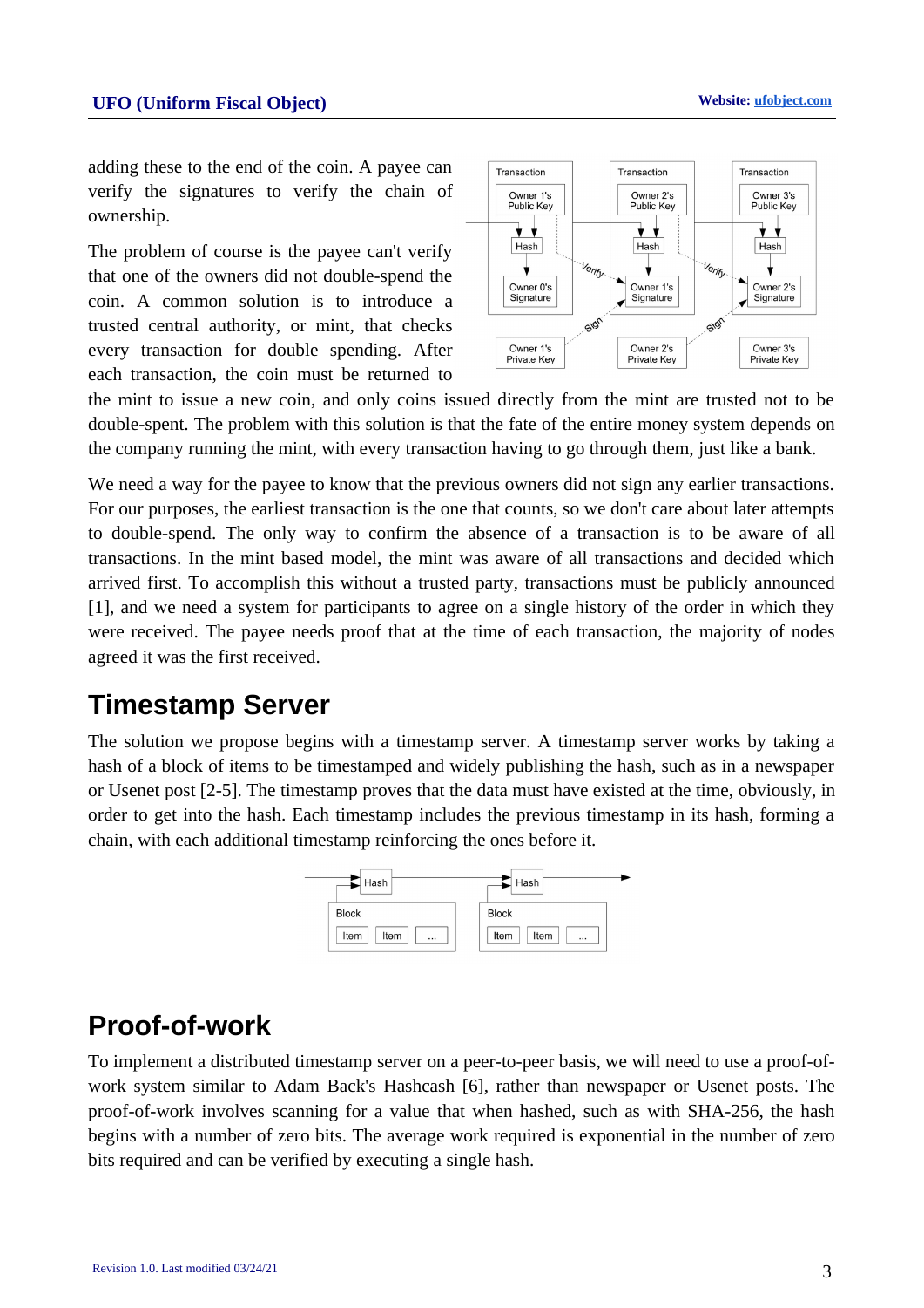adding these to the end of the coin. A payee can verify the signatures to verify the chain of ownership.

The problem of course is the payee can't verify that one of the owners did not double-spend the coin. A common solution is to introduce a trusted central authority, or mint, that checks every transaction for double spending. After each transaction, the coin must be returned to the mint to issue a new coin, and only coins issued directly from the mint are trusted not to be double-spent. The problem with this solution is that the fate of the entire money system depends on the company running the mint, with every transaction having to go through them, just like a bank.

We need a way for the payee to know that the previous owners did not sign any earlier transactions. For our purposes, the earliest transaction is the one that counts, so we don't care about later attempts to double-spend. The only way to confirm the absence of a transaction is to be aware of all transactions. In the mint based model, the mint was aware of all transactions and decided which arrived first. To accomplish this without a trusted party, transactions must be publicly announced [1], and we need a system for participants to agree on a single history of the order in which they were received. The payee needs proof that at the time of each transaction, the majority of nodes agreed it was the first received.

## Timestamp Server

The solution we propose begins with a timestamp server. A timestamp server works by taking a hash of a block of items to be timestamped and widely publishing the hash, such as in a newspaper or Usenet post [2-5]. The timestamp proves that the data must have existed at the time, obviously, in order to get into the hash. Each timestamp includes the previous timestamp in its hash, forming a chain, with each additional timestamp reinforcing the ones before it.

## Proof-of-work

To implement a distributed timestamp server on a peer-to-peer basis, we will need to use a proof-of-work system similar to Adam Back's Hashcash [6], rather than newspaper or Usenet posts. The proof-of-work involves scanning for a value that when hashed, such as with SHA-256, the hash begins with a number of zero bits. The average work required is exponential in the number of zero bits required and can be verified by executing a single hash.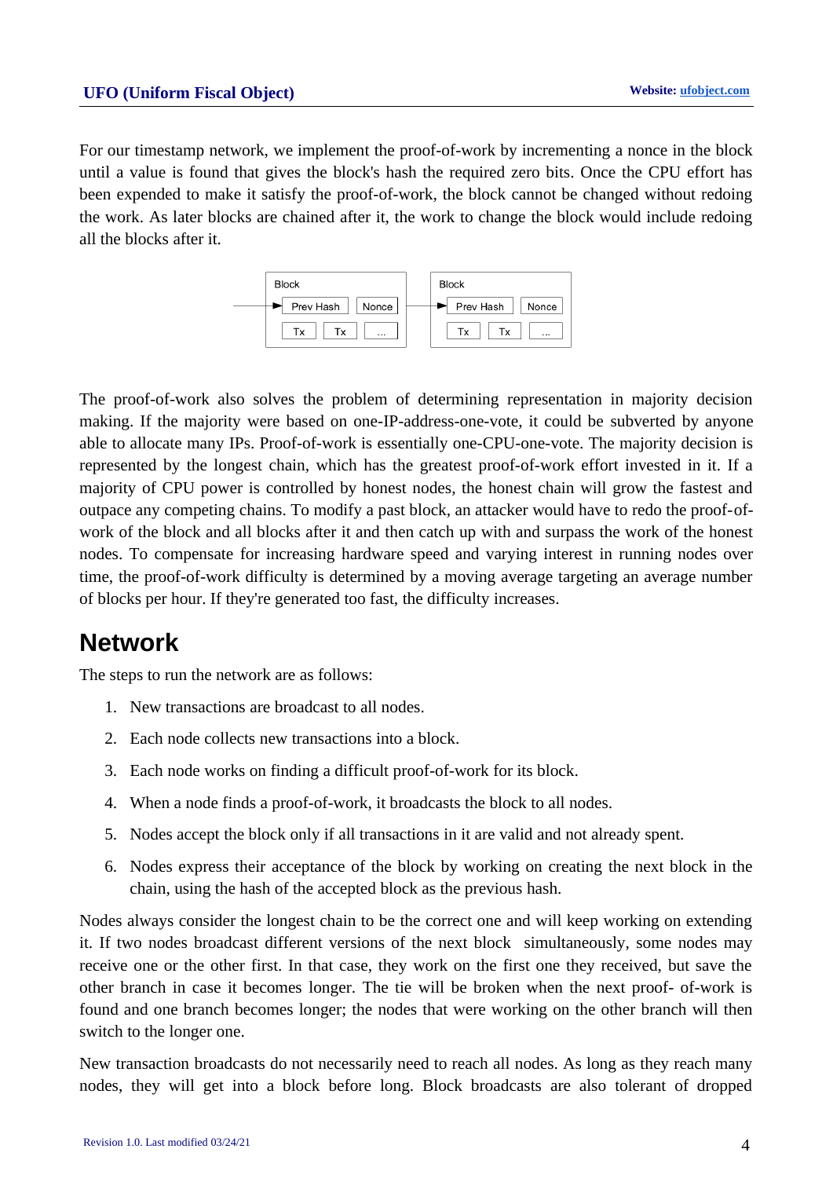For our timestamp network, we implement the proof-of-work by incrementing a nonce in the block until a value is found that gives the block's hash the required zero bits. Once the CPU effort has been expended to make it satisfy the proof-of-work, the block cannot be changed without redoing the work. As later blocks are chained after it, the work to change the block would include redoing all the blocks after it.

The proof-of-work also solves the problem of determining representation in majority decision making. If the majority were based on one-IP-address-one-vote, it could be subverted by anyone able to allocate many IPs. Proof-of-work is essentially one-CPU-one-vote. The majority decision is represented by the longest chain, which has the greatest proof-of-work effort invested in it. If a majority of CPU power is controlled by honest nodes, the honest chain will grow the fastest and outpace any competing chains. To modify a past block, an attacker would have to redo the proof-of-work of the block and all blocks after it and then catch up with and surpass the work of the honest nodes. To compensate for increasing hardware speed and varying interest in running nodes over time, the proof-of-work difficulty is determined by a moving average targeting an average number of blocks per hour. If they're generated too fast, the difficulty increases.

# Network

The steps to run the network are as follows:

1. New transactions are broadcast to all nodes.
2. Each node collects new transactions into a block.
3. Each node works on finding a difficult proof-of-work for its block.
4. When a node finds a proof-of-work, it broadcasts the block to all nodes.
5. Nodes accept the block only if all transactions in it are valid and not already spent.
6. Nodes express their acceptance of the block by working on creating the next block in the chain, using the hash of the accepted block as the previous hash.

Nodes always consider the longest chain to be the correct one and will keep working on extending it. If two nodes broadcast different versions of the next block simultaneously, some nodes may receive one or the other first. In that case, they work on the first one they received, but save the other branch in case it becomes longer. The tie will be broken when the next proof- of-work is found and one branch becomes longer; the nodes that were working on the other branch will then switch to the longer one.

New transaction broadcasts do not necessarily need to reach all nodes. As long as they reach many nodes, they will get into a block before long. Block broadcasts are also tolerant of dropped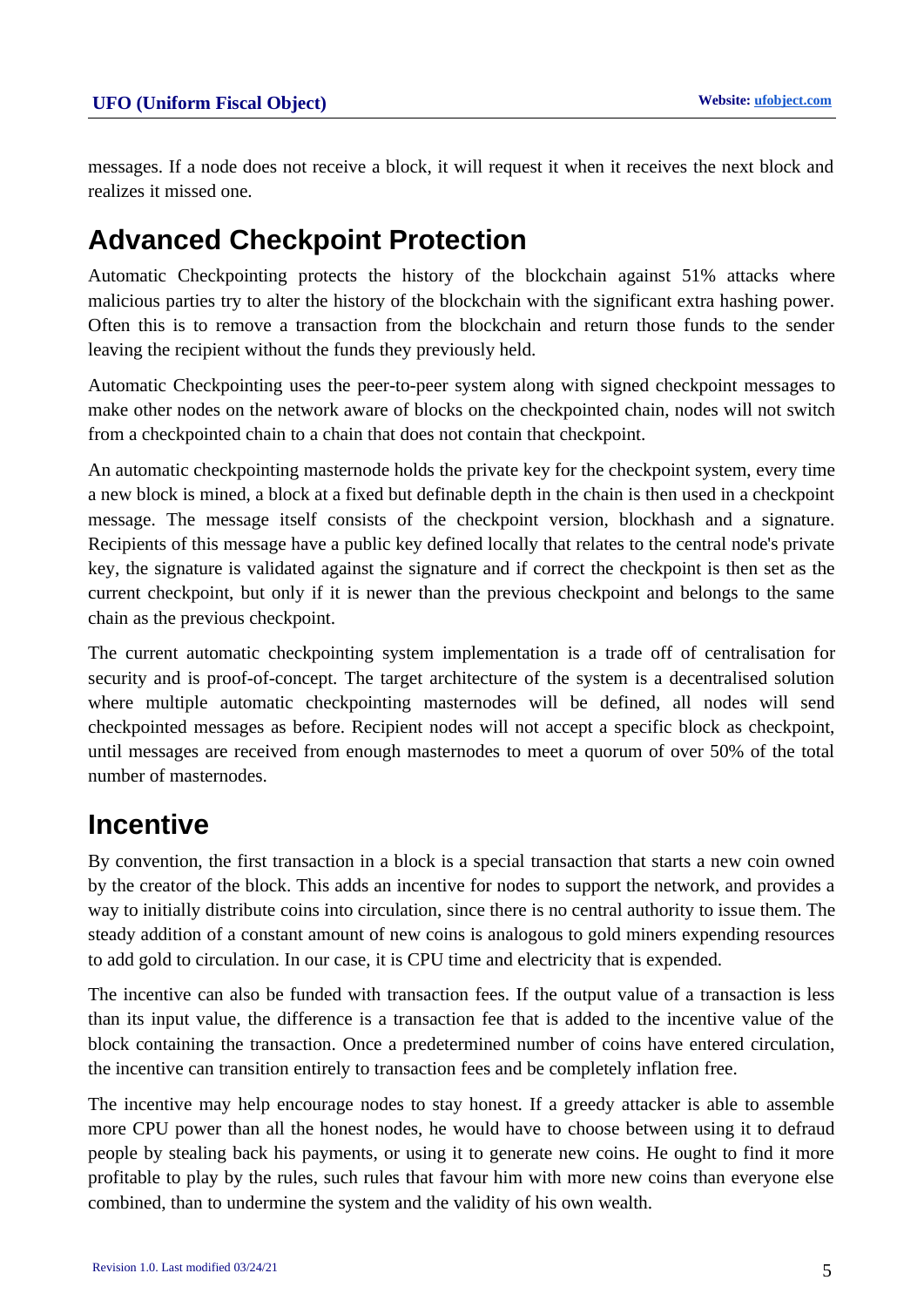messages. If a node does not receive a block, it will request it when it receives the next block and realizes it missed one.

## Advanced Checkpoint Protection

Automatic Checkpointing protects the history of the blockchain against 51% attacks where malicious parties try to alter the history of the blockchain with the significant extra hashing power. Often this is to remove a transaction from the blockchain and return those funds to the sender leaving the recipient without the funds they previously held.

Automatic Checkpointing uses the peer-to-peer system along with signed checkpoint messages to make other nodes on the network aware of blocks on the checkpointed chain, nodes will not switch from a checkpointed chain to a chain that does not contain that checkpoint.

An automatic checkpointing masternode holds the private key for the checkpoint system, every time a new block is mined, a block at a fixed but definable depth in the chain is then used in a checkpoint message. The message itself consists of the checkpoint version, blockhash and a signature. Recipients of this message have a public key defined locally that relates to the central node's private key, the signature is validated against the signature and if correct the checkpoint is then set as the current checkpoint, but only if it is newer than the previous checkpoint and belongs to the same chain as the previous checkpoint.

The current automatic checkpointing system implementation is a trade off of centralisation for security and is proof-of-concept. The target architecture of the system is a decentralised solution where multiple automatic checkpointing masternodes will be defined, all nodes will send checkpointed messages as before. Recipient nodes will not accept a specific block as checkpoint, until messages are received from enough masternodes to meet a quorum of over 50% of the total number of masternodes.

## Incentive

By convention, the first transaction in a block is a special transaction that starts a new coin owned by the creator of the block. This adds an incentive for nodes to support the network, and provides a way to initially distribute coins into circulation, since there is no central authority to issue them. The steady addition of a constant amount of new coins is analogous to gold miners expending resources to add gold to circulation. In our case, it is CPU time and electricity that is expended.

The incentive can also be funded with transaction fees. If the output value of a transaction is less than its input value, the difference is a transaction fee that is added to the incentive value of the block containing the transaction. Once a predetermined number of coins have entered circulation, the incentive can transition entirely to transaction fees and be completely inflation free.

The incentive may help encourage nodes to stay honest. If a greedy attacker is able to assemble more CPU power than all the honest nodes, he would have to choose between using it to defraud people by stealing back his payments, or using it to generate new coins. He ought to find it more profitable to play by the rules, such rules that favour him with more new coins than everyone else combined, than to undermine the system and the validity of his own wealth.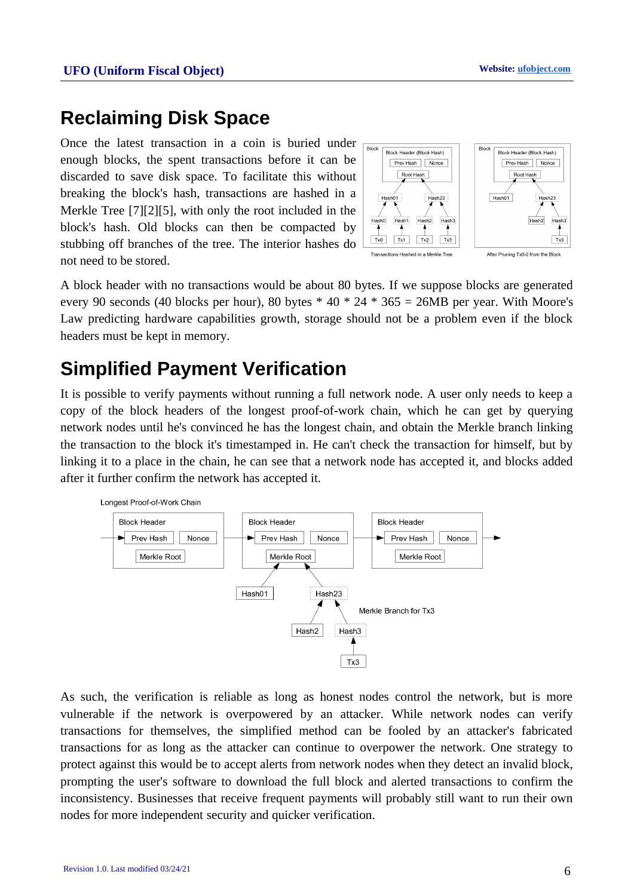## Reclaiming Disk Space

Once the latest transaction in a coin is buried under enough blocks, the spent transactions before it can be discarded to save disk space. To facilitate this without breaking the block's hash, transactions are hashed in a Merkle Tree [7][2][5], with only the root included in the block's hash. Old blocks can then be compacted by stubbing off branches of the tree. The interior hashes do not need to be stored.

Transactions Hashed in a Merkle Tree

After Pruning Tx0-2 from the Block

A block header with no transactions would be about 80 bytes. If we suppose blocks are generated every 90 seconds (40 blocks per hour), 80 bytes * 40 * 24 * 365 = 26MB per year. With Moore's Law predicting hardware capabilities growth, storage should not be a problem even if the block headers must be kept in memory.

## Simplified Payment Verification

It is possible to verify payments without running a full network node. A user only needs to keep a copy of the block headers of the longest proof-of-work chain, which he can get by querying network nodes until he's convinced he has the longest chain, and obtain the Merkle branch linking the transaction to the block it's timestamped in. He can't check the transaction for himself, but by linking it to a place in the chain, he can see that a network node has accepted it, and blocks added after it further confirm the network has accepted it.

Longest Proof-of-Work Chain

Merkle Branch for Tx3

As such, the verification is reliable as long as honest nodes control the network, but is more vulnerable if the network is overpowered by an attacker. While network nodes can verify transactions for themselves, the simplified method can be fooled by an attacker's fabricated transactions for as long as the attacker can continue to overpower the network. One strategy to protect against this would be to accept alerts from network nodes when they detect an invalid block, prompting the user's software to download the full block and alerted transactions to confirm the inconsistency. Businesses that receive frequent payments will probably still want to run their own nodes for more independent security and quicker verification.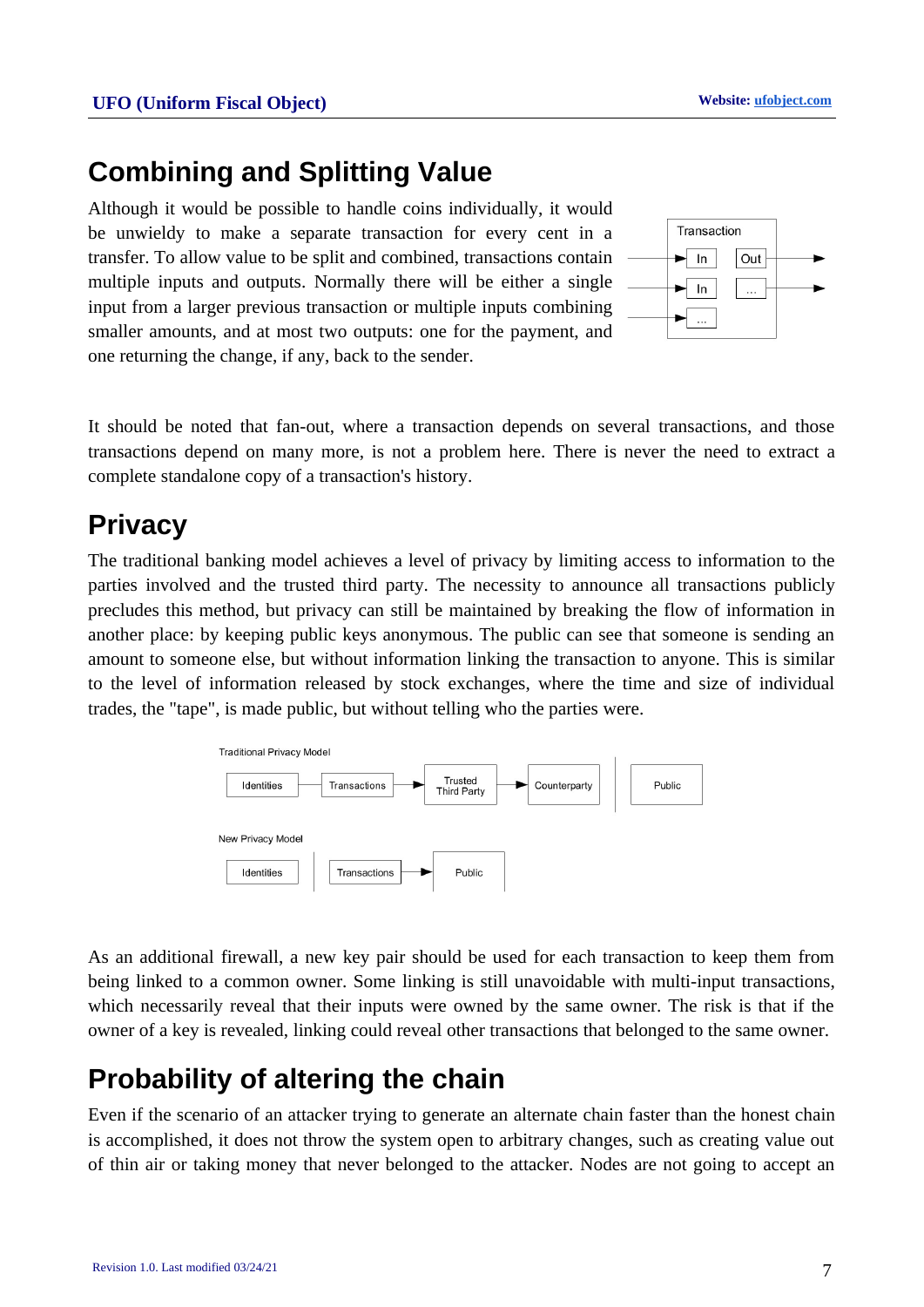## Combining and Splitting Value

Although it would be possible to handle coins individually, it would be unwieldy to make a separate transaction for every cent in a transfer. To allow value to be split and combined, transactions contain multiple inputs and outputs. Normally there will be either a single input from a larger previous transaction or multiple inputs combining smaller amounts, and at most two outputs: one for the payment, and one returning the change, if any, back to the sender.

Transaction
In
In
...
Out
...

It should be noted that fan-out, where a transaction depends on several transactions, and those transactions depend on many more, is not a problem here. There is never the need to extract a complete standalone copy of a transaction's history.

## Privacy

The traditional banking model achieves a level of privacy by limiting access to information to the parties involved and the trusted third party. The necessity to announce all transactions publicly precludes this method, but privacy can still be maintained by breaking the flow of information in another place: by keeping public keys anonymous. The public can see that someone is sending an amount to someone else, but without information linking the transaction to anyone. This is similar to the level of information released by stock exchanges, where the time and size of individual trades, the "tape", is made public, but without telling who the parties were.

Traditional Privacy Model
Identities
Transactions
Trusted Third Party
Counterparty
Public

New Privacy Model
Identities
Transactions
Public

As an additional firewall, a new key pair should be used for each transaction to keep them from being linked to a common owner. Some linking is still unavoidable with multi-input transactions, which necessarily reveal that their inputs were owned by the same owner. The risk is that if the owner of a key is revealed, linking could reveal other transactions that belonged to the same owner.

## Probability of altering the chain

Even if the scenario of an attacker trying to generate an alternate chain faster than the honest chain is accomplished, it does not throw the system open to arbitrary changes, such as creating value out of thin air or taking money that never belonged to the attacker. Nodes are not going to accept an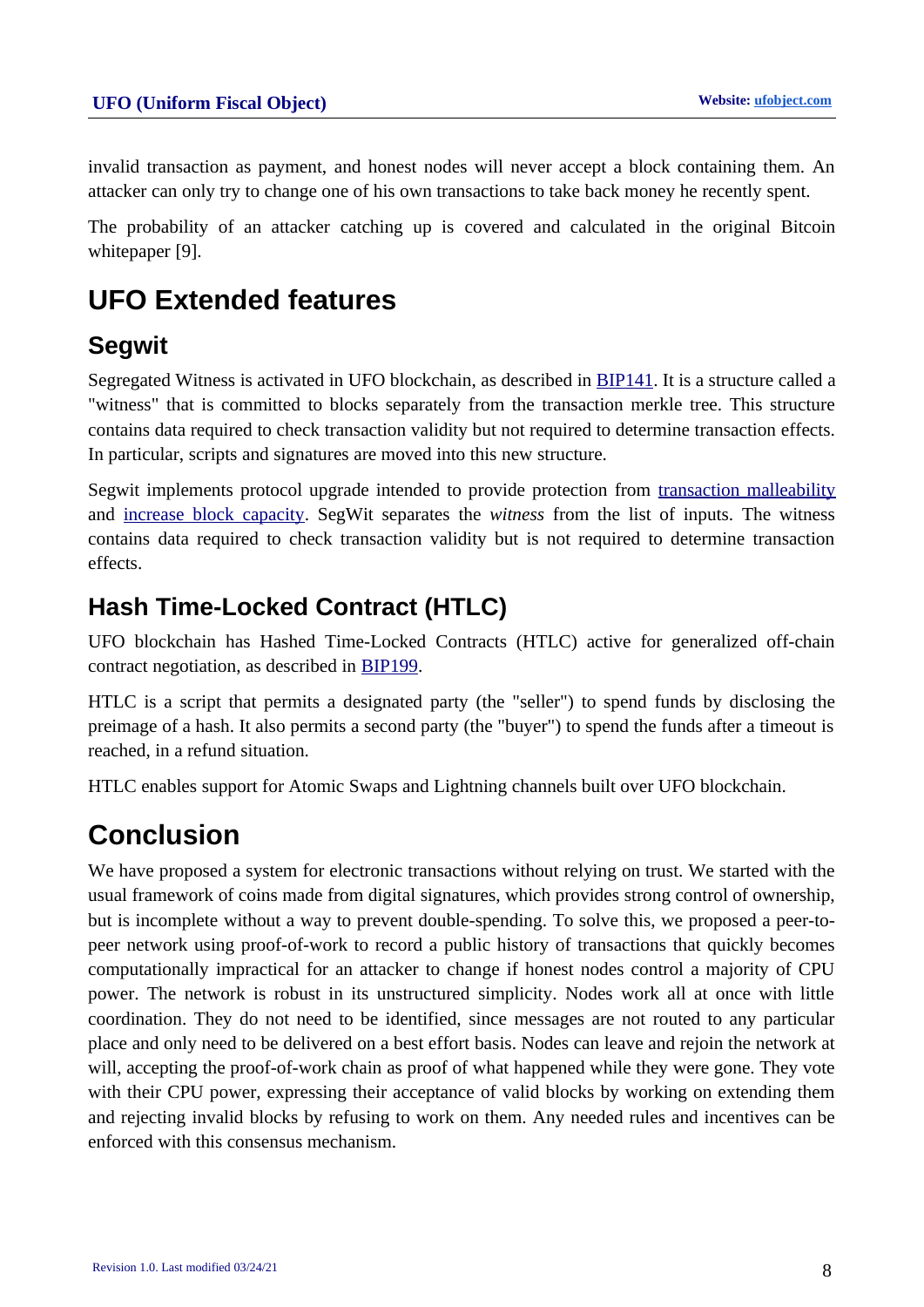invalid transaction as payment, and honest nodes will never accept a block containing them. An attacker can only try to change one of his own transactions to take back money he recently spent.

The probability of an attacker catching up is covered and calculated in the original Bitcoin whitepaper [9].

# UFO Extended features

## Segwit

Segregated Witness is activated in UFO blockchain, as described in BIP141. It is a structure called a "witness" that is committed to blocks separately from the transaction merkle tree. This structure contains data required to check transaction validity but not required to determine transaction effects. In particular, scripts and signatures are moved into this new structure.

Segwit implements protocol upgrade intended to provide protection from transaction malleability and increase block capacity. SegWit separates the *witness* from the list of inputs. The witness contains data required to check transaction validity but is not required to determine transaction effects.

## Hash Time-Locked Contract (HTLC)

UFO blockchain has Hashed Time-Locked Contracts (HTLC) active for generalized off-chain contract negotiation, as described in BIP199.

HTLC is a script that permits a designated party (the "seller") to spend funds by disclosing the preimage of a hash. It also permits a second party (the "buyer") to spend the funds after a timeout is reached, in a refund situation.

HTLC enables support for Atomic Swaps and Lightning channels built over UFO blockchain.

# Conclusion

We have proposed a system for electronic transactions without relying on trust. We started with the usual framework of coins made from digital signatures, which provides strong control of ownership, but is incomplete without a way to prevent double-spending. To solve this, we proposed a peer-to-peer network using proof-of-work to record a public history of transactions that quickly becomes computationally impractical for an attacker to change if honest nodes control a majority of CPU power. The network is robust in its unstructured simplicity. Nodes work all at once with little coordination. They do not need to be identified, since messages are not routed to any particular place and only need to be delivered on a best effort basis. Nodes can leave and rejoin the network at will, accepting the proof-of-work chain as proof of what happened while they were gone. They vote with their CPU power, expressing their acceptance of valid blocks by working on extending them and rejecting invalid blocks by refusing to work on them. Any needed rules and incentives can be enforced with this consensus mechanism.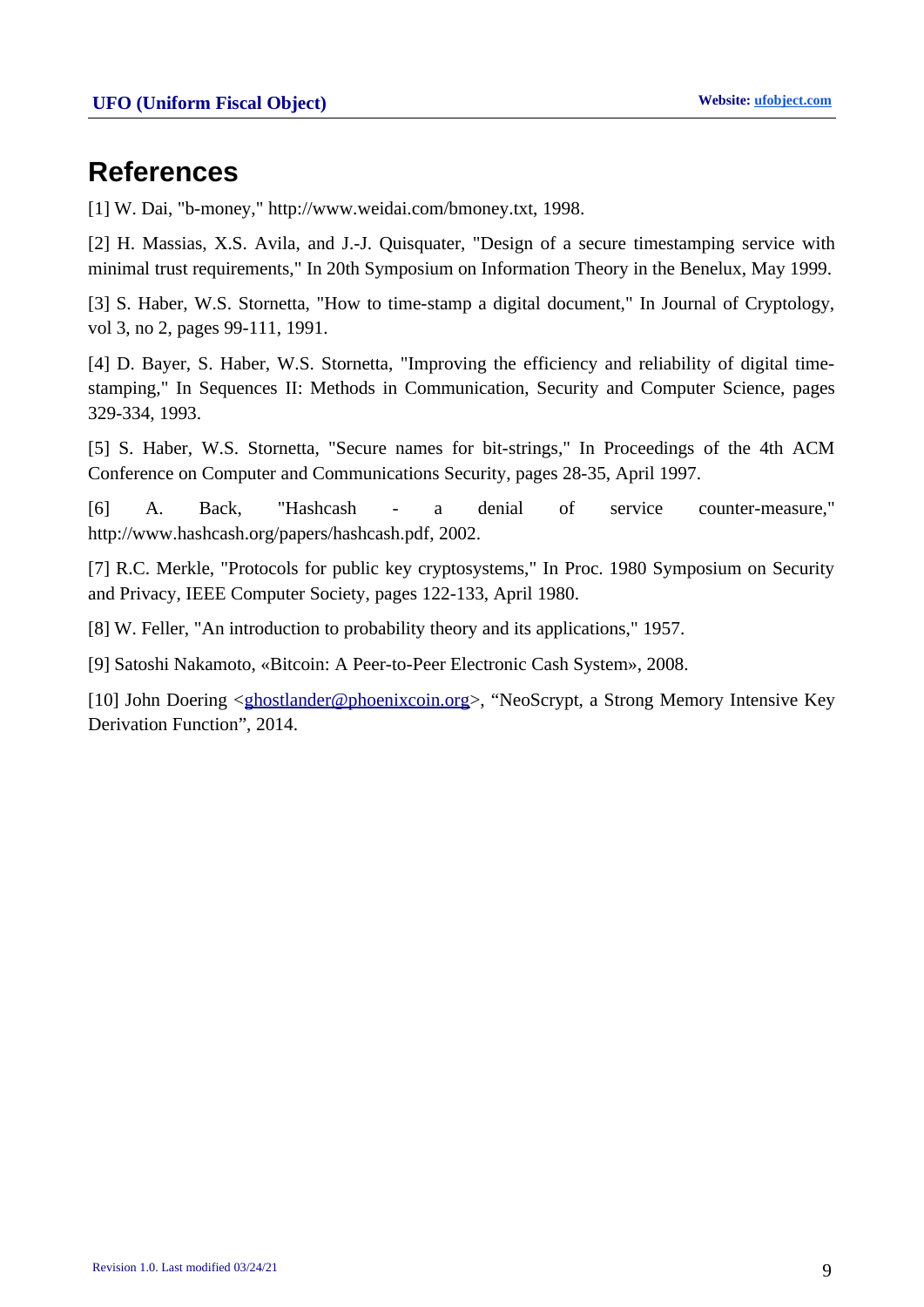## References

[1] W. Dai, "b-money," http://www.weidai.com/bmoney.txt, 1998.

[2] H. Massias, X.S. Avila, and J.-J. Quisquater, "Design of a secure timestamping service with minimal trust requirements," In 20th Symposium on Information Theory in the Benelux, May 1999.

[3] S. Haber, W.S. Stornetta, "How to time-stamp a digital document," In Journal of Cryptology, vol 3, no 2, pages 99-111, 1991.

[4] D. Bayer, S. Haber, W.S. Stornetta, "Improving the efficiency and reliability of digital time-stamping," In Sequences II: Methods in Communication, Security and Computer Science, pages 329-334, 1993.

[5] S. Haber, W.S. Stornetta, "Secure names for bit-strings," In Proceedings of the 4th ACM Conference on Computer and Communications Security, pages 28-35, April 1997.

[6] A. Back, "Hashcash - a denial of service counter-measure," http://www.hashcash.org/papers/hashcash.pdf, 2002.

[7] R.C. Merkle, "Protocols for public key cryptosystems," In Proc. 1980 Symposium on Security and Privacy, IEEE Computer Society, pages 122-133, April 1980.

[8] W. Feller, "An introduction to probability theory and its applications," 1957.

[9] Satoshi Nakamoto, «Bitcoin: A Peer-to-Peer Electronic Cash System», 2008.

[10] John Doering <ghostlander@phoenixcoin.org>, “NeoScrypt, a Strong Memory Intensive Key Derivation Function”, 2014.